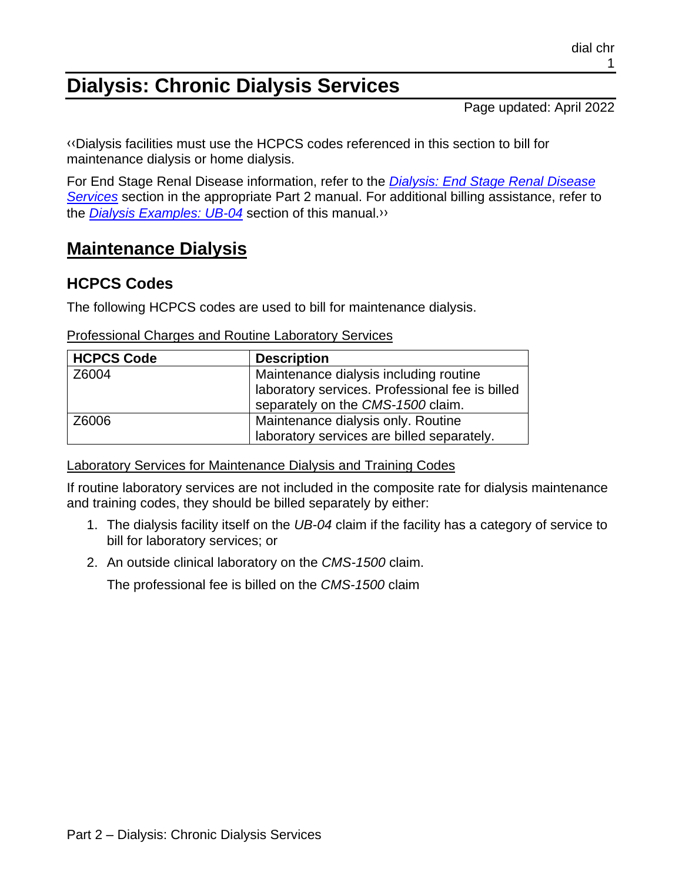# Dialysis: Chronic Dialysis Services

Page updated: April 2022

‹‹Dialysis facilities must use the HCPCS codes referenced in this section to bill for maintenance dialysis or home dialysis.

For End Stage Renal Disease information, refer to the *Dialysis: End Stage Renal Disease Services* section in the appropriate Part 2 manual. For additional billing assistance, refer to the *Dialysis Examples: UB-04* section of this manual.››

## Maintenance Dialysis

### HCPCS Codes

The following HCPCS codes are used to bill for maintenance dialysis.

Professional Charges and Routine Laboratory Services

| HCPCS Code | Description |
|---|---|
| Z6004 | Maintenance dialysis including routine laboratory services. Professional fee is billed separately on the *CMS-1500* claim. |
| Z6006 | Maintenance dialysis only. Routine laboratory services are billed separately. |

Laboratory Services for Maintenance Dialysis and Training Codes

If routine laboratory services are not included in the composite rate for dialysis maintenance and training codes, they should be billed separately by either:

1. The dialysis facility itself on the *UB-04* claim if the facility has a category of service to bill for laboratory services; or
2. An outside clinical laboratory on the *CMS-1500* claim.

   The professional fee is billed on the *CMS-1500* claim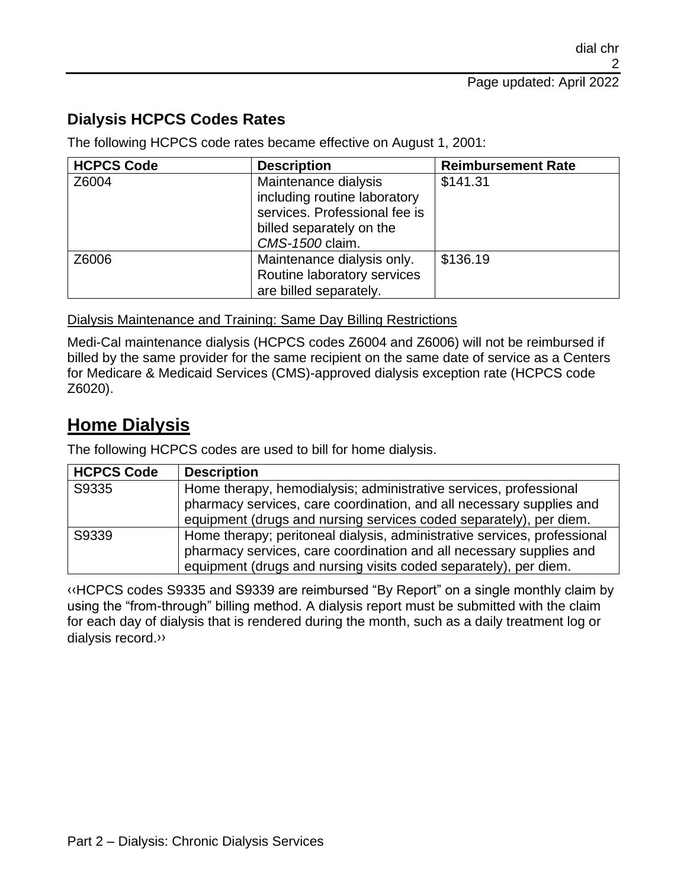## Dialysis HCPCS Codes Rates

The following HCPCS code rates became effective on August 1, 2001:

| HCPCS Code | Description | Reimbursement Rate |
|---|---|---|
| Z6004 | Maintenance dialysis including routine laboratory services. Professional fee is billed separately on the *CMS-1500* claim. | $141.31 |
| Z6006 | Maintenance dialysis only. Routine laboratory services are billed separately. | $136.19 |

Dialysis Maintenance and Training: Same Day Billing Restrictions

Medi-Cal maintenance dialysis (HCPCS codes Z6004 and Z6006) will not be reimbursed if billed by the same provider for the same recipient on the same date of service as a Centers for Medicare & Medicaid Services (CMS)-approved dialysis exception rate (HCPCS code Z6020).

# Home Dialysis

The following HCPCS codes are used to bill for home dialysis.

| HCPCS Code | Description |
|---|---|
| S9335 | Home therapy, hemodialysis; administrative services, professional pharmacy services, care coordination, and all necessary supplies and equipment (drugs and nursing services coded separately), per diem. |
| S9339 | Home therapy; peritoneal dialysis, administrative services, professional pharmacy services, care coordination and all necessary supplies and equipment (drugs and nursing visits coded separately), per diem. |

‹‹HCPCS codes S9335 and S9339 are reimbursed "By Report" on a single monthly claim by using the "from-through" billing method. A dialysis report must be submitted with the claim for each day of dialysis that is rendered during the month, such as a daily treatment log or dialysis record.››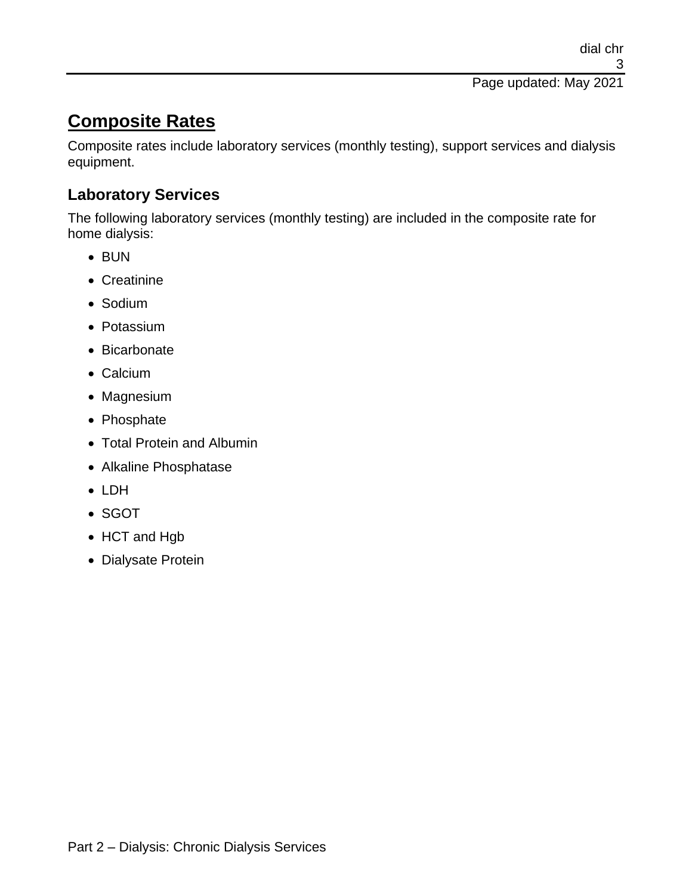# Composite Rates

Composite rates include laboratory services (monthly testing), support services and dialysis equipment.

## Laboratory Services

The following laboratory services (monthly testing) are included in the composite rate for home dialysis:

- BUN
- Creatinine
- Sodium
- Potassium
- Bicarbonate
- Calcium
- Magnesium
- Phosphate
- Total Protein and Albumin
- Alkaline Phosphatase
- LDH
- SGOT
- HCT and Hgb
- Dialysate Protein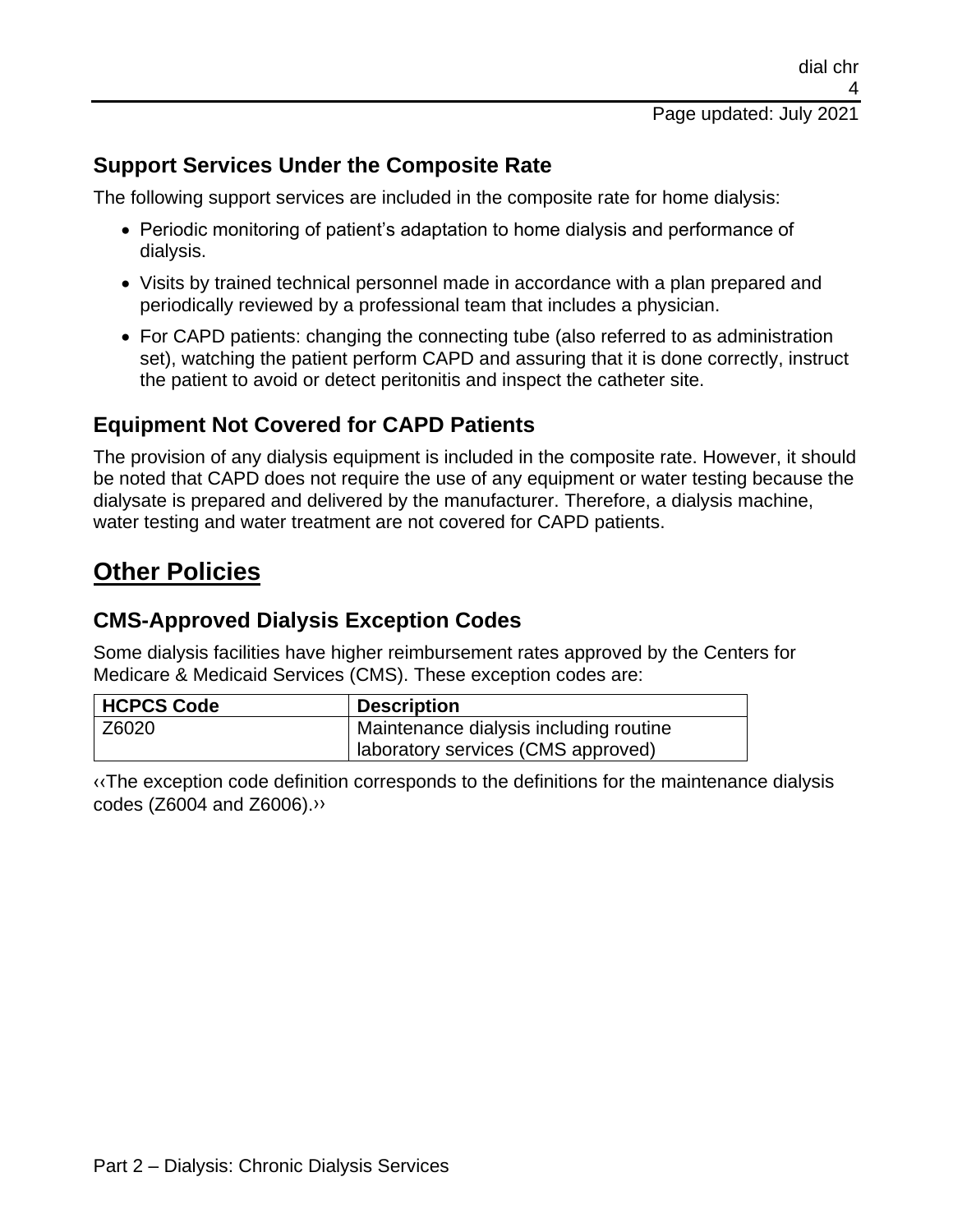### Support Services Under the Composite Rate

The following support services are included in the composite rate for home dialysis:

- Periodic monitoring of patient's adaptation to home dialysis and performance of dialysis.
- Visits by trained technical personnel made in accordance with a plan prepared and periodically reviewed by a professional team that includes a physician.
- For CAPD patients: changing the connecting tube (also referred to as administration set), watching the patient perform CAPD and assuring that it is done correctly, instruct the patient to avoid or detect peritonitis and inspect the catheter site.

### Equipment Not Covered for CAPD Patients

The provision of any dialysis equipment is included in the composite rate. However, it should be noted that CAPD does not require the use of any equipment or water testing because the dialysate is prepared and delivered by the manufacturer. Therefore, a dialysis machine, water testing and water treatment are not covered for CAPD patients.

## Other Policies

### CMS-Approved Dialysis Exception Codes

Some dialysis facilities have higher reimbursement rates approved by the Centers for Medicare & Medicaid Services (CMS). These exception codes are:

| HCPCS Code | Description |
| --- | --- |
| Z6020 | Maintenance dialysis including routine laboratory services (CMS approved) |

‹‹The exception code definition corresponds to the definitions for the maintenance dialysis codes (Z6004 and Z6006).››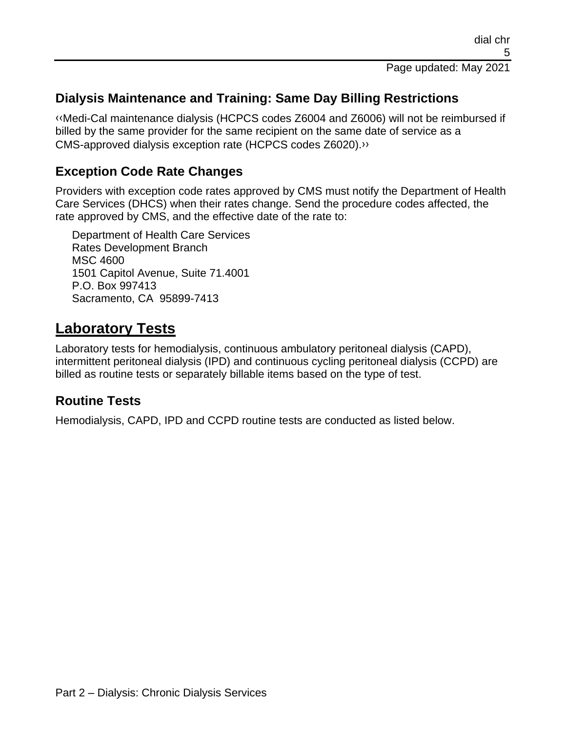## Dialysis Maintenance and Training: Same Day Billing Restrictions

‹‹Medi-Cal maintenance dialysis (HCPCS codes Z6004 and Z6006) will not be reimbursed if billed by the same provider for the same recipient on the same date of service as a CMS-approved dialysis exception rate (HCPCS codes Z6020).››

## Exception Code Rate Changes

Providers with exception code rates approved by CMS must notify the Department of Health Care Services (DHCS) when their rates change. Send the procedure codes affected, the rate approved by CMS, and the effective date of the rate to:

Department of Health Care Services
Rates Development Branch
MSC 4600
1501 Capitol Avenue, Suite 71.4001
P.O. Box 997413
Sacramento, CA  95899-7413

# Laboratory Tests

Laboratory tests for hemodialysis, continuous ambulatory peritoneal dialysis (CAPD), intermittent peritoneal dialysis (IPD) and continuous cycling peritoneal dialysis (CCPD) are billed as routine tests or separately billable items based on the type of test.

## Routine Tests

Hemodialysis, CAPD, IPD and CCPD routine tests are conducted as listed below.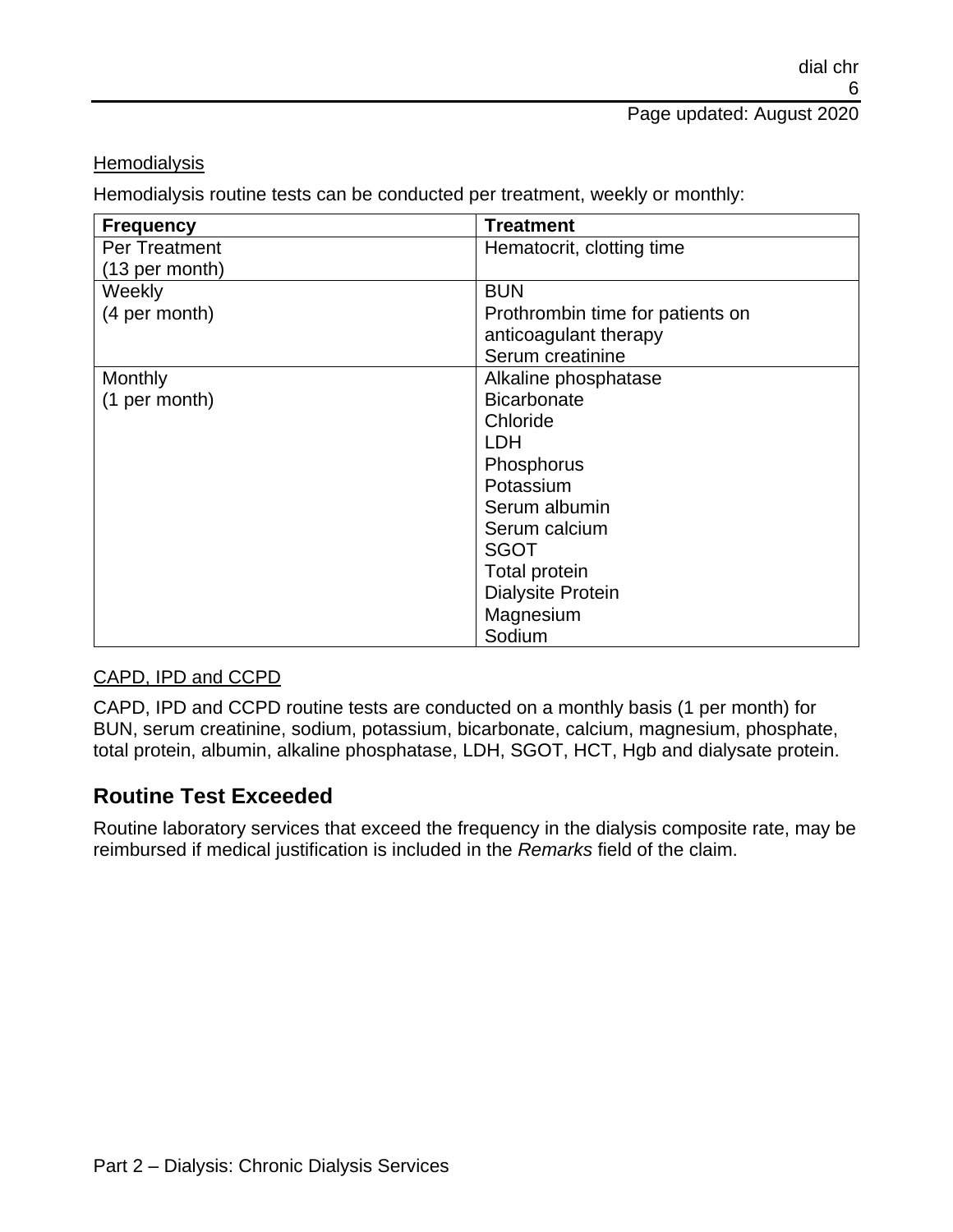Hemodialysis

Hemodialysis routine tests can be conducted per treatment, weekly or monthly:

| Frequency | Treatment |
| --- | --- |
| Per Treatment<br>(13 per month) | Hematocrit, clotting time |
| Weekly<br>(4 per month) | BUN<br>Prothrombin time for patients on anticoagulant therapy<br>Serum creatinine |
| Monthly<br>(1 per month) | Alkaline phosphatase<br>Bicarbonate<br>Chloride<br>LDH<br>Phosphorus<br>Potassium<br>Serum albumin<br>Serum calcium<br>SGOT<br>Total protein<br>Dialysite Protein<br>Magnesium<br>Sodium |

CAPD, IPD and CCPD

CAPD, IPD and CCPD routine tests are conducted on a monthly basis (1 per month) for BUN, serum creatinine, sodium, potassium, bicarbonate, calcium, magnesium, phosphate, total protein, albumin, alkaline phosphatase, LDH, SGOT, HCT, Hgb and dialysate protein.

## Routine Test Exceeded

Routine laboratory services that exceed the frequency in the dialysis composite rate, may be reimbursed if medical justification is included in the *Remarks* field of the claim.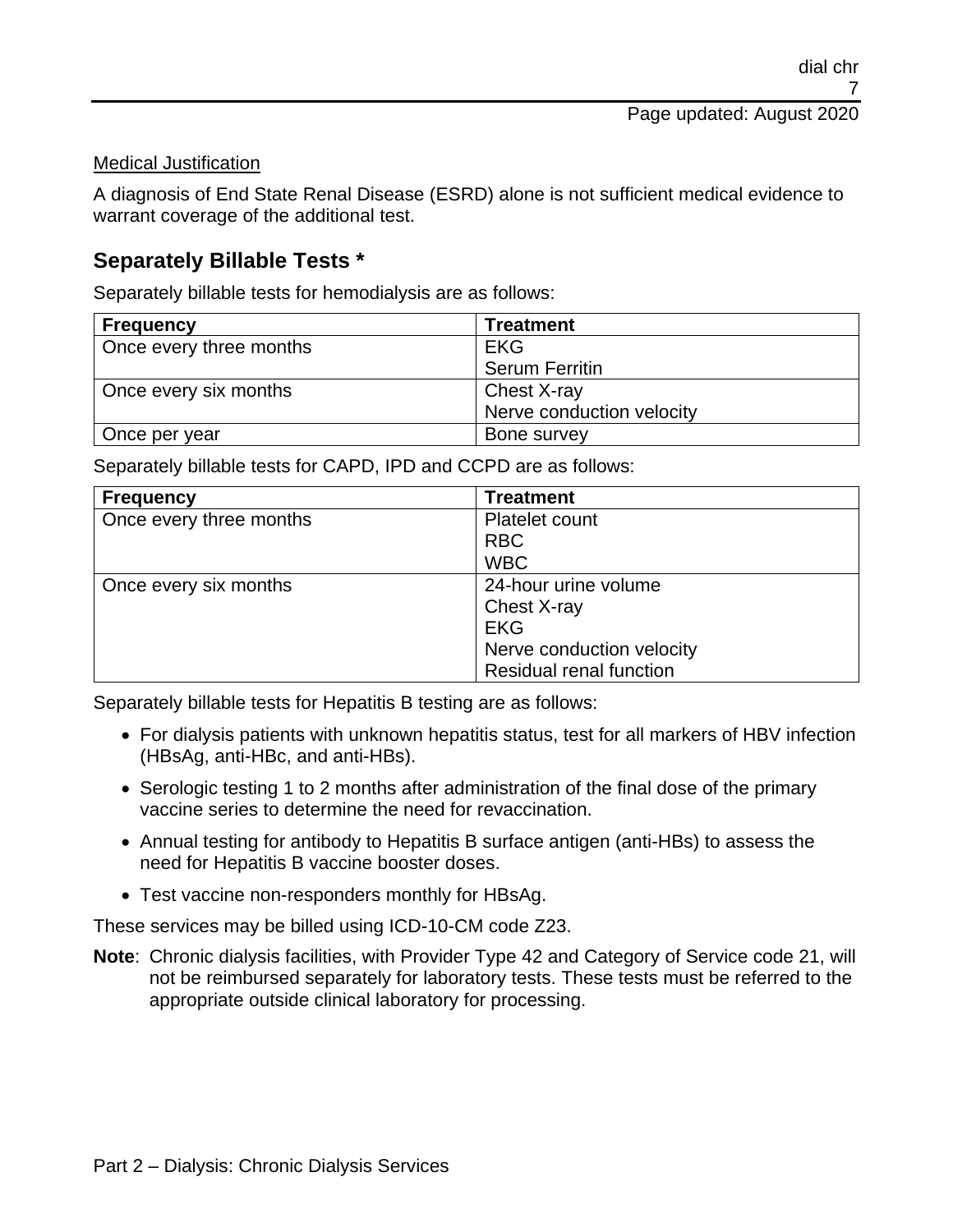Medical Justification

A diagnosis of End State Renal Disease (ESRD) alone is not sufficient medical evidence to warrant coverage of the additional test.

## Separately Billable Tests *

Separately billable tests for hemodialysis are as follows:

| Frequency | Treatment |
| --- | --- |
| Once every three months | EKG<br>Serum Ferritin |
| Once every six months | Chest X-ray<br>Nerve conduction velocity |
| Once per year | Bone survey |

Separately billable tests for CAPD, IPD and CCPD are as follows:

| Frequency | Treatment |
| --- | --- |
| Once every three months | Platelet count<br>RBC<br>WBC |
| Once every six months | 24-hour urine volume<br>Chest X-ray<br>EKG<br>Nerve conduction velocity<br>Residual renal function |

Separately billable tests for Hepatitis B testing are as follows:

- For dialysis patients with unknown hepatitis status, test for all markers of HBV infection (HBsAg, anti-HBc, and anti-HBs).
- Serologic testing 1 to 2 months after administration of the final dose of the primary vaccine series to determine the need for revaccination.
- Annual testing for antibody to Hepatitis B surface antigen (anti-HBs) to assess the need for Hepatitis B vaccine booster doses.
- Test vaccine non-responders monthly for HBsAg.

These services may be billed using ICD-10-CM code Z23.

**Note**: Chronic dialysis facilities, with Provider Type 42 and Category of Service code 21, will not be reimbursed separately for laboratory tests. These tests must be referred to the appropriate outside clinical laboratory for processing.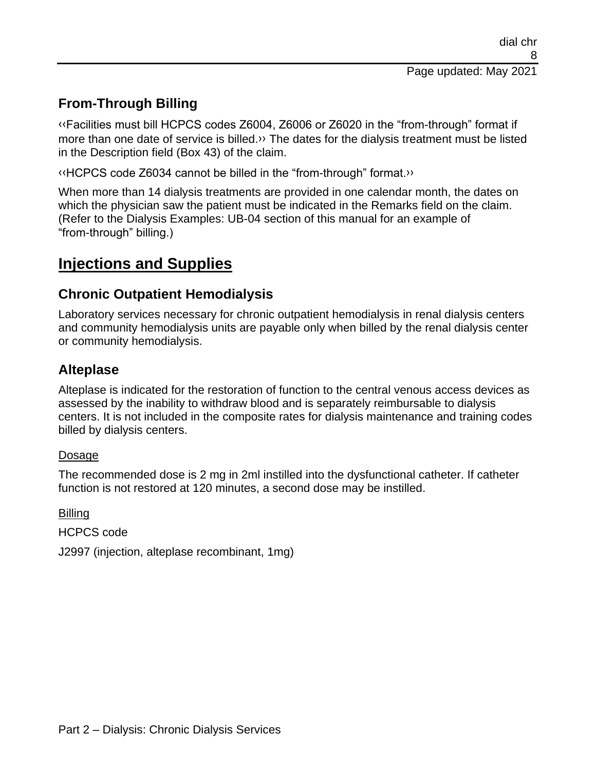### From-Through Billing

‹‹Facilities must bill HCPCS codes Z6004, Z6006 or Z6020 in the "from-through" format if more than one date of service is billed.›› The dates for the dialysis treatment must be listed in the Description field (Box 43) of the claim.

‹‹HCPCS code Z6034 cannot be billed in the "from-through" format.››

When more than 14 dialysis treatments are provided in one calendar month, the dates on which the physician saw the patient must be indicated in the Remarks field on the claim. (Refer to the Dialysis Examples: UB-04 section of this manual for an example of "from-through" billing.)

## Injections and Supplies

### Chronic Outpatient Hemodialysis

Laboratory services necessary for chronic outpatient hemodialysis in renal dialysis centers and community hemodialysis units are payable only when billed by the renal dialysis center or community hemodialysis.

### Alteplase

Alteplase is indicated for the restoration of function to the central venous access devices as assessed by the inability to withdraw blood and is separately reimbursable to dialysis centers. It is not included in the composite rates for dialysis maintenance and training codes billed by dialysis centers.

Dosage

The recommended dose is 2 mg in 2ml instilled into the dysfunctional catheter. If catheter function is not restored at 120 minutes, a second dose may be instilled.

Billing

HCPCS code

J2997 (injection, alteplase recombinant, 1mg)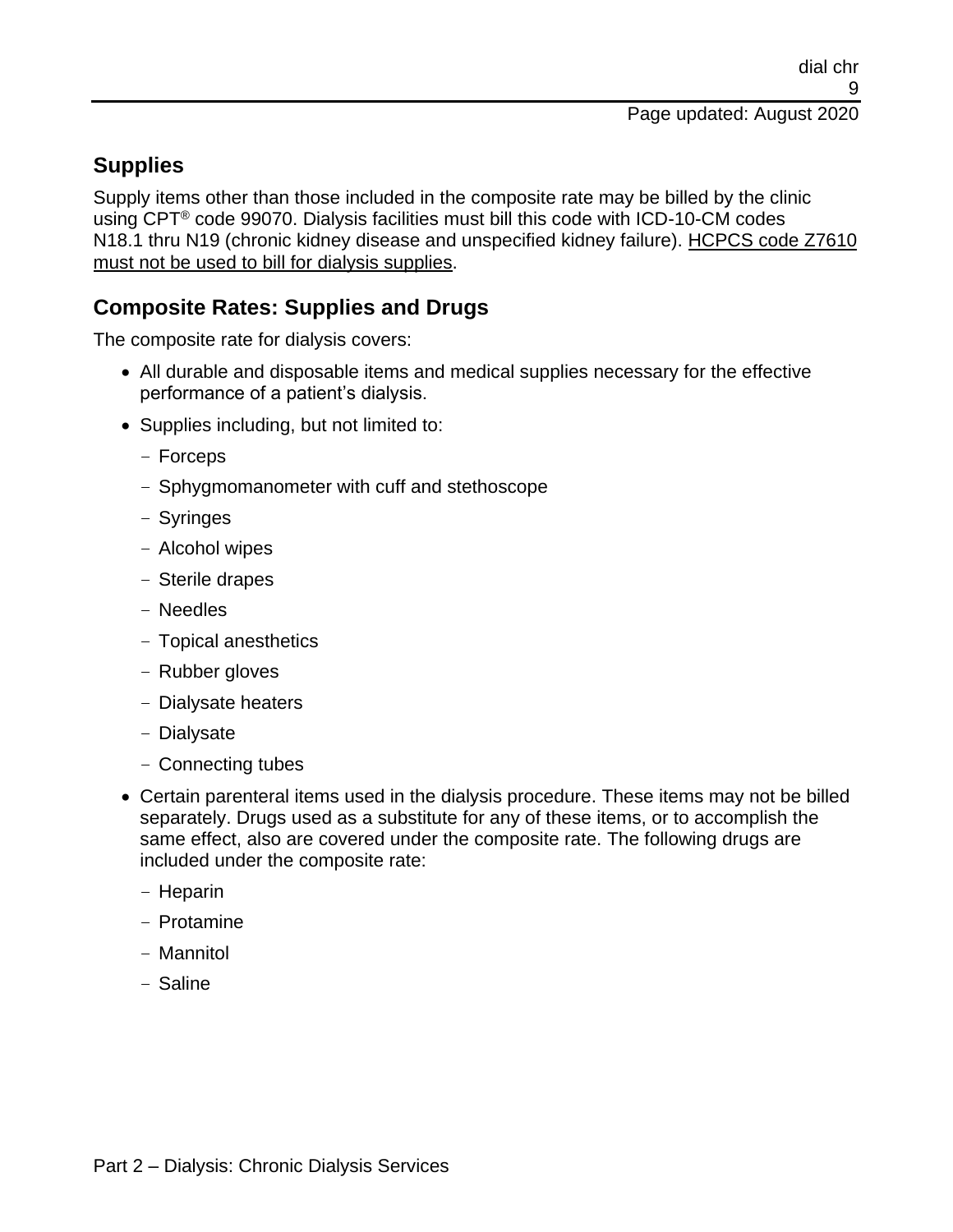## Supplies

Supply items other than those included in the composite rate may be billed by the clinic using CPT® code 99070. Dialysis facilities must bill this code with ICD-10-CM codes N18.1 thru N19 (chronic kidney disease and unspecified kidney failure). <u>HCPCS code Z7610 must not be used to bill for dialysis supplies</u>.

## Composite Rates: Supplies and Drugs

The composite rate for dialysis covers:

- All durable and disposable items and medical supplies necessary for the effective performance of a patient's dialysis.
- Supplies including, but not limited to:
  - Forceps
  - Sphygmomanometer with cuff and stethoscope
  - Syringes
  - Alcohol wipes
  - Sterile drapes
  - Needles
  - Topical anesthetics
  - Rubber gloves
  - Dialysate heaters
  - Dialysate
  - Connecting tubes
- Certain parenteral items used in the dialysis procedure. These items may not be billed separately. Drugs used as a substitute for any of these items, or to accomplish the same effect, also are covered under the composite rate. The following drugs are included under the composite rate:
  - Heparin
  - Protamine
  - Mannitol
  - Saline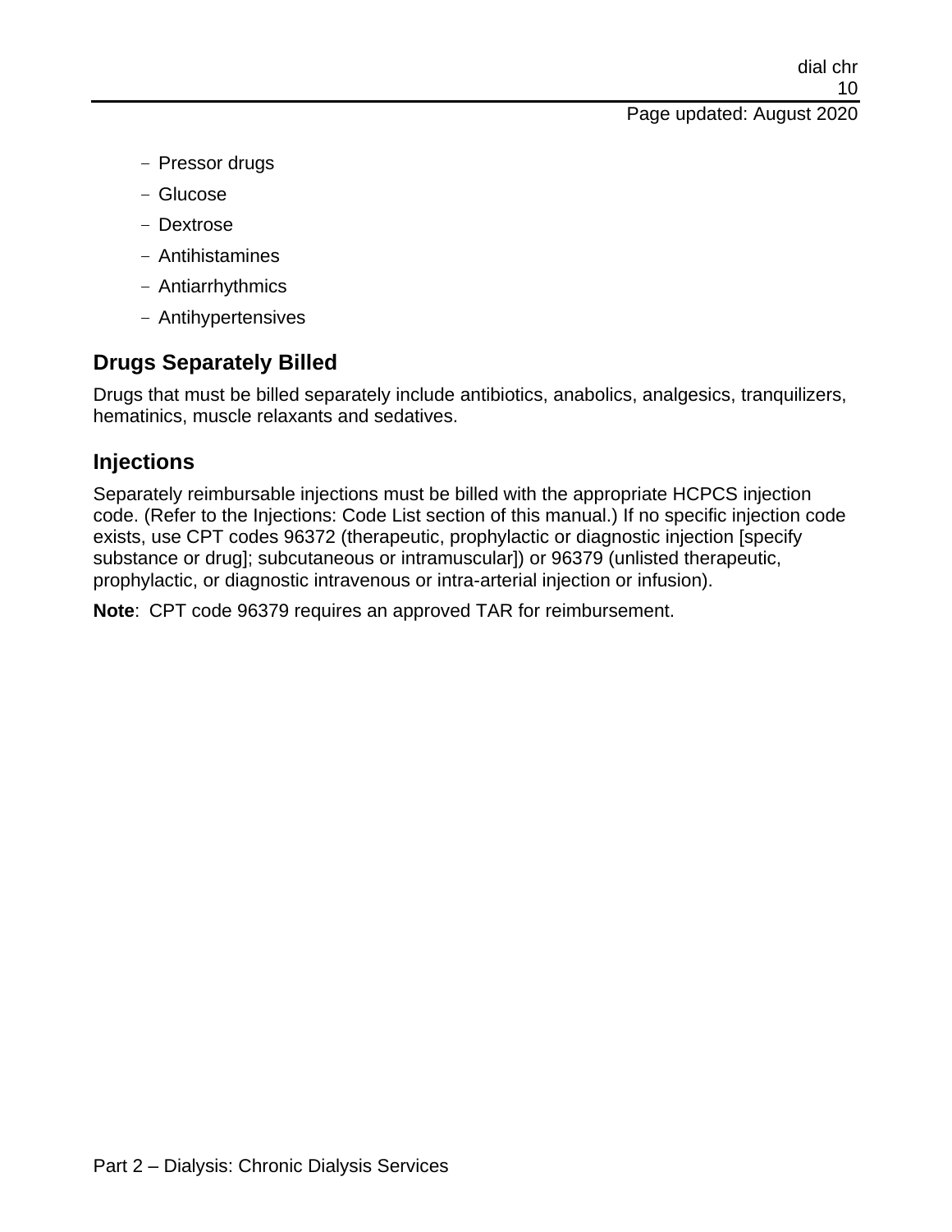- Pressor drugs
- Glucose
- Dextrose
- Antihistamines
- Antiarrhythmics
- Antihypertensives

## Drugs Separately Billed

Drugs that must be billed separately include antibiotics, anabolics, analgesics, tranquilizers, hematinics, muscle relaxants and sedatives.

## Injections

Separately reimbursable injections must be billed with the appropriate HCPCS injection code. (Refer to the Injections: Code List section of this manual.) If no specific injection code exists, use CPT codes 96372 (therapeutic, prophylactic or diagnostic injection [specify substance or drug]; subcutaneous or intramuscular]) or 96379 (unlisted therapeutic, prophylactic, or diagnostic intravenous or intra-arterial injection or infusion).

**Note**: CPT code 96379 requires an approved TAR for reimbursement.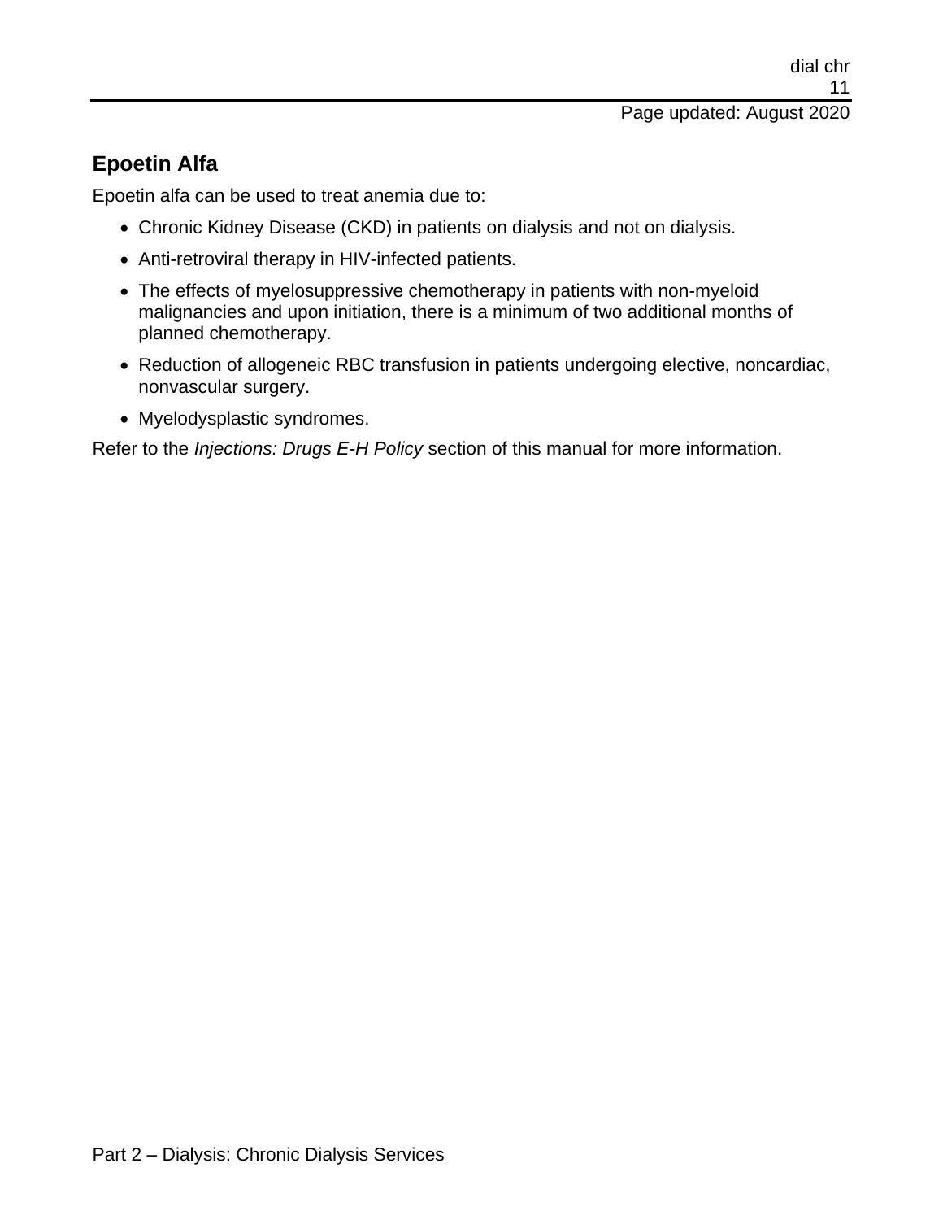## Epoetin Alfa

Epoetin alfa can be used to treat anemia due to:

- Chronic Kidney Disease (CKD) in patients on dialysis and not on dialysis.
- Anti-retroviral therapy in HIV-infected patients.
- The effects of myelosuppressive chemotherapy in patients with non-myeloid malignancies and upon initiation, there is a minimum of two additional months of planned chemotherapy.
- Reduction of allogeneic RBC transfusion in patients undergoing elective, noncardiac, nonvascular surgery.
- Myelodysplastic syndromes.

Refer to the *Injections: Drugs E-H Policy* section of this manual for more information.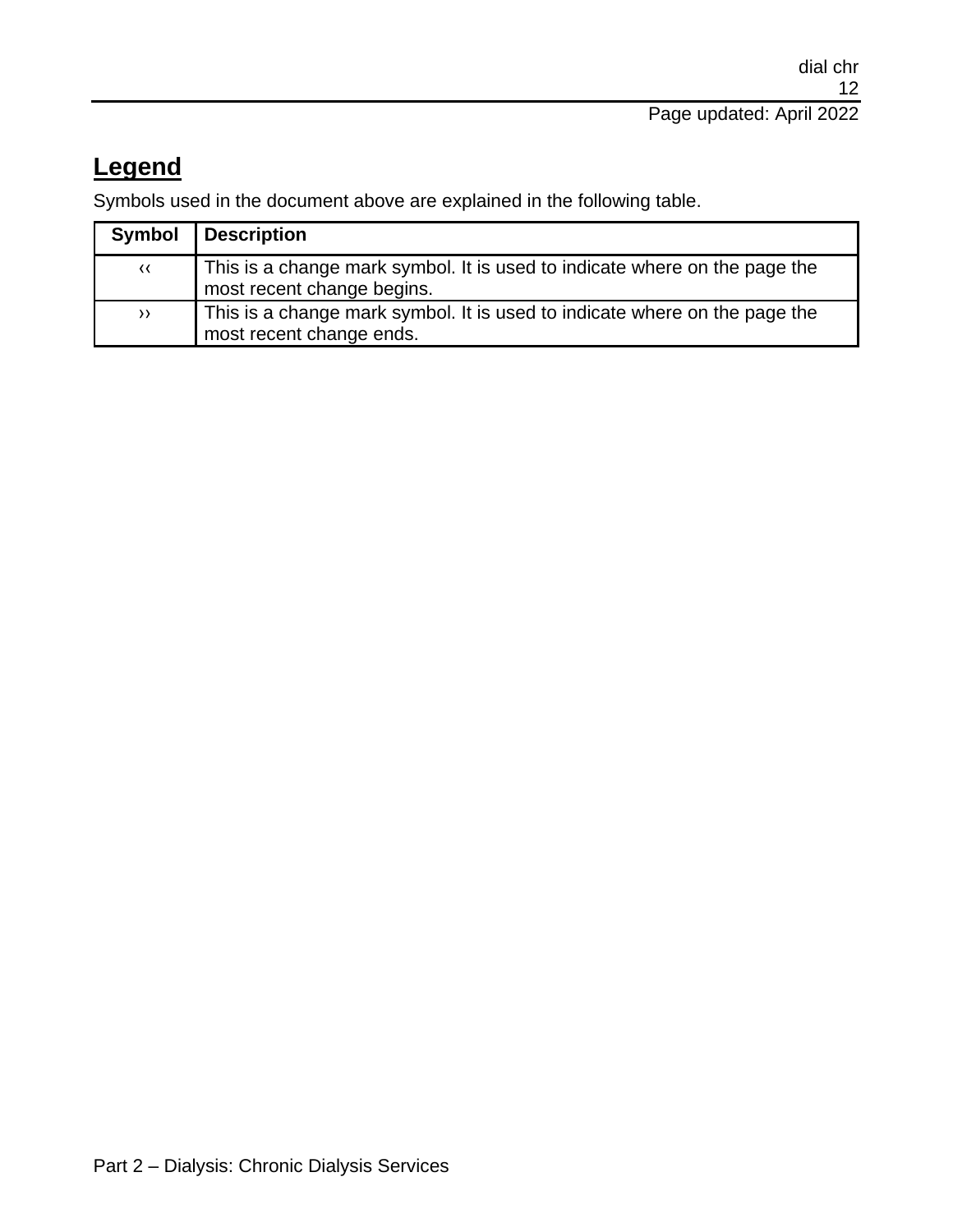## Legend

Symbols used in the document above are explained in the following table.

| Symbol | Description |
|---|---|
| ‹‹ | This is a change mark symbol. It is used to indicate where on the page the most recent change begins. |
| ›› | This is a change mark symbol. It is used to indicate where on the page the most recent change ends. |